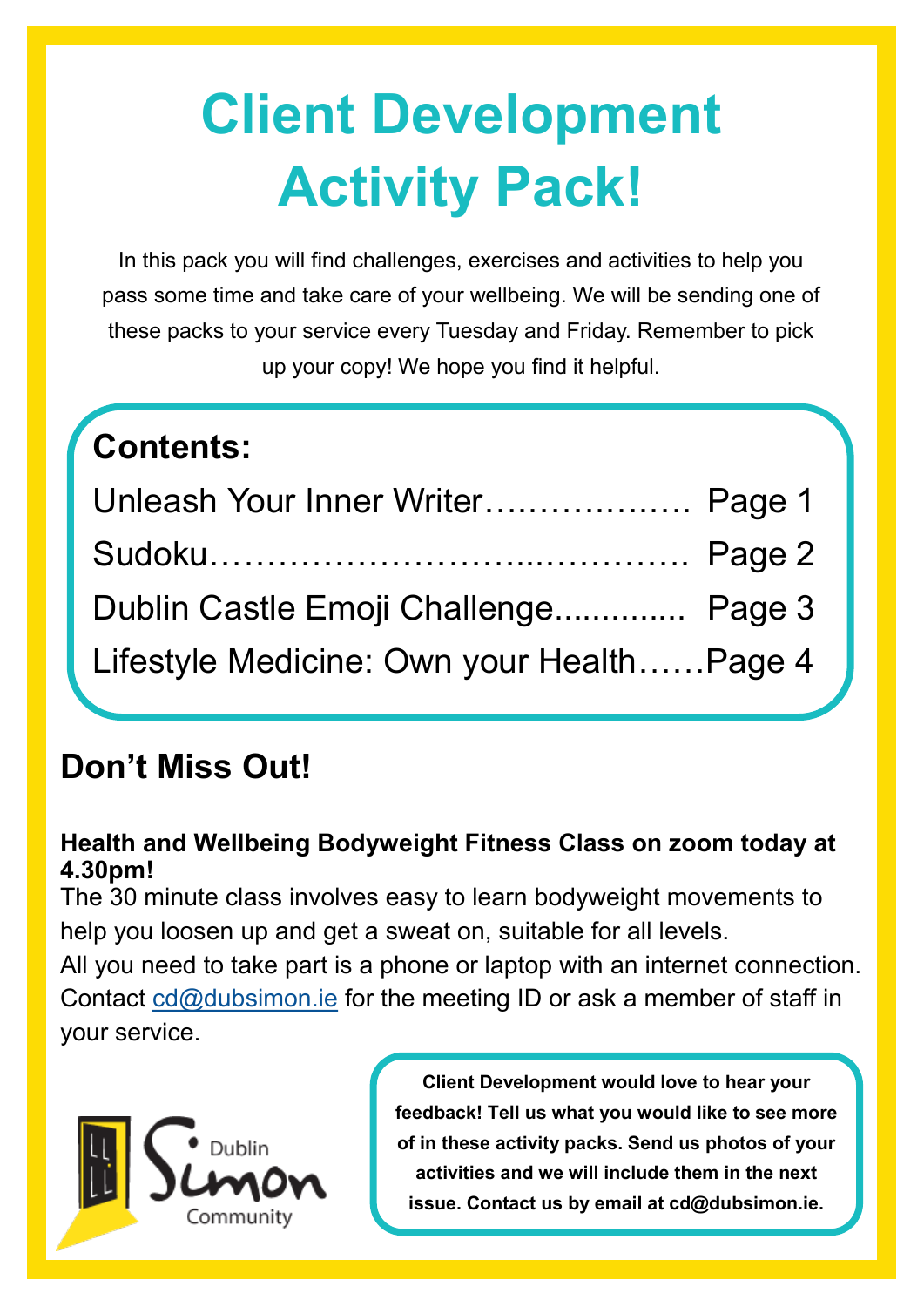# Client Development Activity Pack!

In this pack you will find challenges, exercises and activities to help you pass some time and take care of your wellbeing. We will be sending one of these packs to your service every Tuesday and Friday. Remember to pick up your copy! We hope you find it helpful.

**Contents:**

Unleash Your Inner Writer………………. Page 1

Sudoku…………………………..………… Page 2

Dublin Castle Emoji Challenge............. Page 3

Lifestyle Medicine: Own your Health……Page 4

## Don't Miss Out!

**Health and Wellbeing Bodyweight Fitness Class on zoom today at 4.30pm!**

The 30 minute class involves easy to learn bodyweight movements to help you loosen up and get a sweat on, suitable for all levels.
All you need to take part is a phone or laptop with an internet connection. Contact cd@dubsimon.ie for the meeting ID or ask a member of staff in your service.

Dublin Simon Community

**Client Development would love to hear your feedback! Tell us what you would like to see more of in these activity packs. Send us photos of your activities and we will include them in the next issue. Contact us by email at cd@dubsimon.ie.**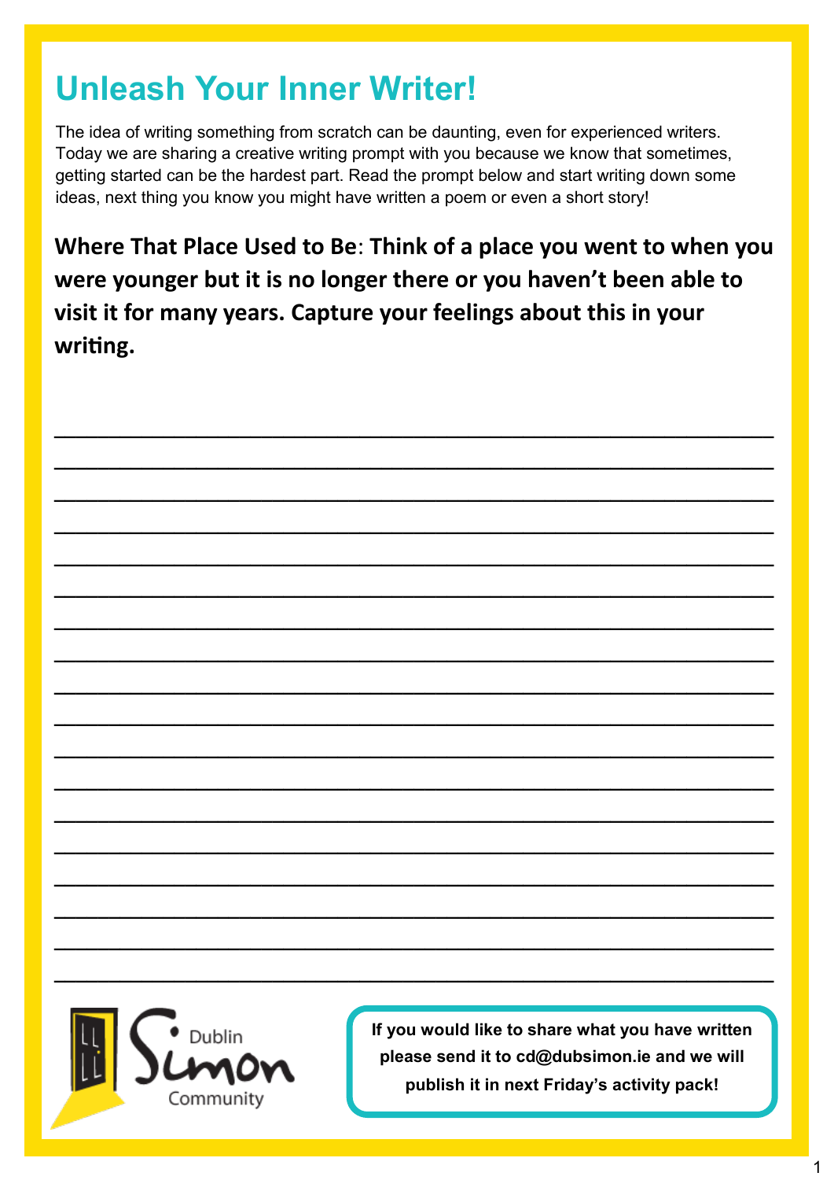# Unleash Your Inner Writer!

The idea of writing something from scratch can be daunting, even for experienced writers. Today we are sharing a creative writing prompt with you because we know that sometimes, getting started can be the hardest part. Read the prompt below and start writing down some ideas, next thing you know you might have written a poem or even a short story!

**Where That Place Used to Be: Think of a place you went to when you were younger but it is no longer there or you haven't been able to visit it for many years. Capture your feelings about this in your writing.**

______________________________________________________________

______________________________________________________________

______________________________________________________________

______________________________________________________________

______________________________________________________________

______________________________________________________________

______________________________________________________________

______________________________________________________________

______________________________________________________________

______________________________________________________________

______________________________________________________________

______________________________________________________________

______________________________________________________________

______________________________________________________________

______________________________________________________________

______________________________________________________________

______________________________________________________________

______________________________________________________________

Dublin Simon Community

**If you would like to share what you have written please send it to cd@dubsimon.ie and we will publish it in next Friday's activity pack!**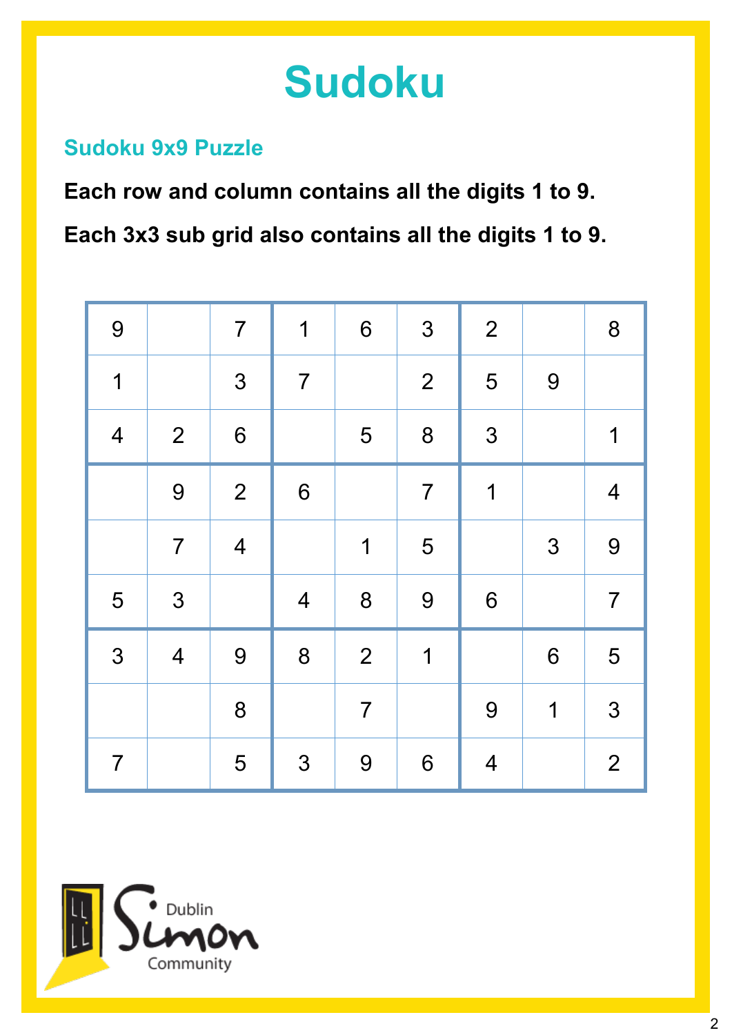# Sudoku

## Sudoku 9x9 Puzzle

**Each row and column contains all the digits 1 to 9.**

**Each 3x3 sub grid also contains all the digits 1 to 9.**

| | | | | | | | | |
|---|---|---|---|---|---|---|---|---|
| 9 | | 7 | 1 | 6 | 3 | 2 | | 8 |
| 1 | | 3 | 7 | | 2 | 5 | 9 | |
| 4 | 2 | 6 | | 5 | 8 | 3 | | 1 |
| | 9 | 2 | 6 | | 7 | 1 | | 4 |
| | 7 | 4 | | 1 | 5 | | 3 | 9 |
| 5 | 3 | | 4 | 8 | 9 | 6 | | 7 |
| 3 | 4 | 9 | 8 | 2 | 1 | | 6 | 5 |
| | | 8 | | 7 | | 9 | 1 | 3 |
| 7 | | 5 | 3 | 9 | 6 | 4 | | 2 |

Dublin Simon Community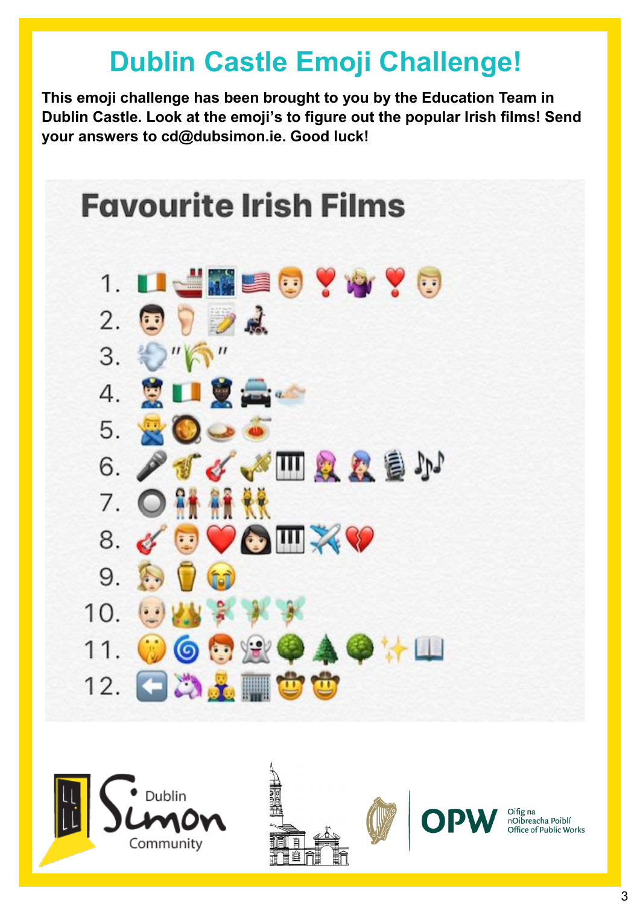# Dublin Castle Emoji Challenge!

**This emoji challenge has been brought to you by the Education Team in Dublin Castle. Look at the emoji's to figure out the popular Irish films! Send your answers to cd@dubsimon.ie. Good luck!**

## Favourite Irish Films

1. 🇮🇪🚢🌃🇺🇸👨❣️🤷‍♀️❣️👱‍♂️
2. 👨🦶📝👨‍🦽
3. 💨"🌾"
4. 👮‍♂️🇮🇪👮🏿🚓🏊
5. 🙅‍♂️🥘🍛🍝
6. 🎤🎷🎸🎺🎹👩‍🎤👨‍🎤🎙️🎶
7. 🔘👫👫👯
8. 🎸👨❤️👩🎹✈️💔
9. 👵⚱️😭
10. 👴👑🧚🧚🧚
11. 🤫🌀👦👻🌳🌲🌳✨📖
12. ⬅️🦄👨‍👦‍👦🏢🤠🤠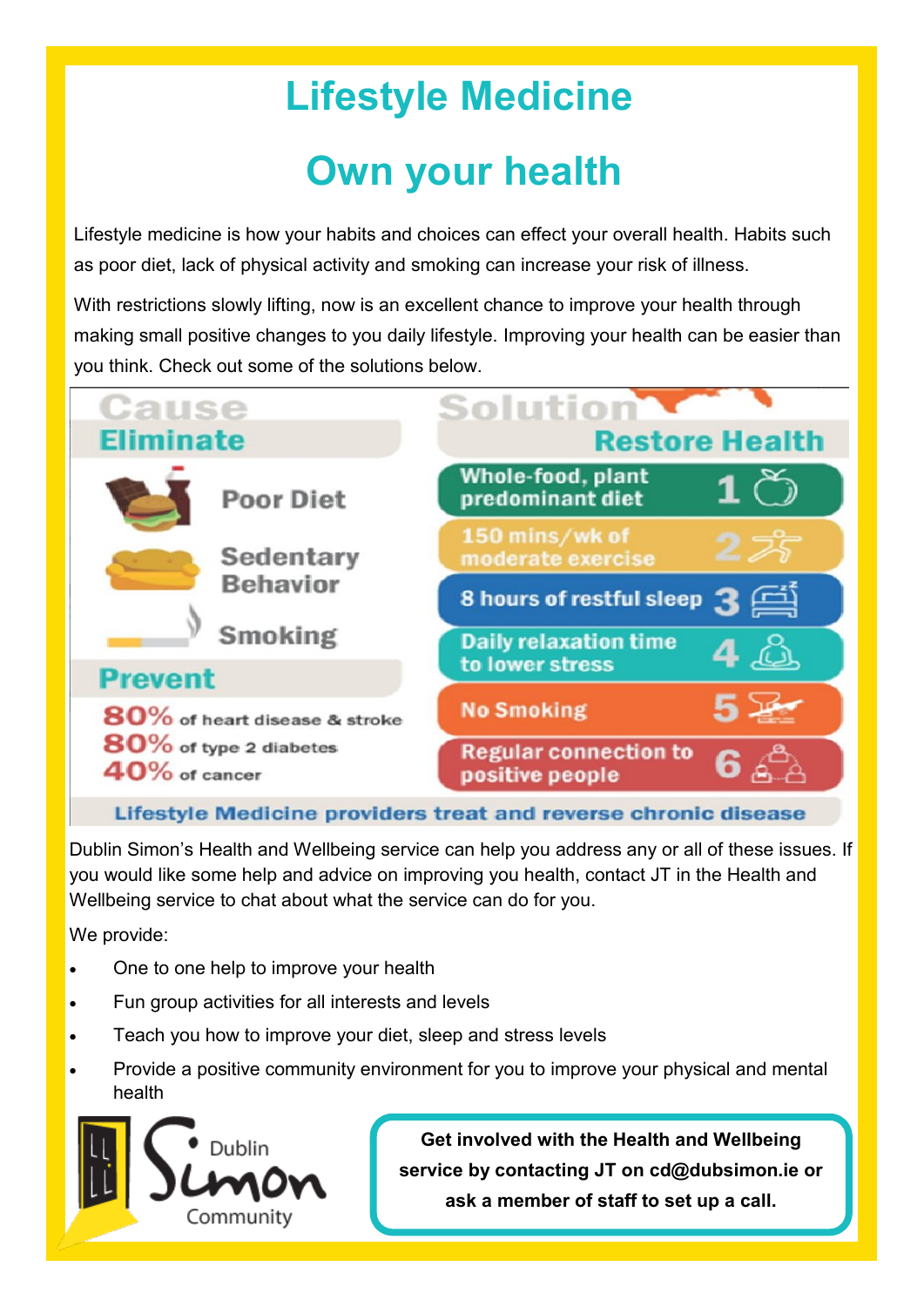# Lifestyle Medicine

# Own your health

Lifestyle medicine is how your habits and choices can effect your overall health. Habits such as poor diet, lack of physical activity and smoking can increase your risk of illness.

With restrictions slowly lifting, now is an excellent chance to improve your health through making small positive changes to you daily lifestyle. Improving your health can be easier than you think. Check out some of the solutions below.

**Cause**

**Eliminate**

- Poor Diet
- Sedentary Behavior
- Smoking

**Prevent**

- 80% of heart disease & stroke
- 80% of type 2 diabetes
- 40% of cancer

**Solution**

**Restore Health**

1. Whole-food, plant predominant diet
2. 150 mins/wk of moderate exercise
3. 8 hours of restful sleep
4. Daily relaxation time to lower stress
5. No Smoking
6. Regular connection to positive people

**Lifestyle Medicine providers treat and reverse chronic disease**

Dublin Simon's Health and Wellbeing service can help you address any or all of these issues. If you would like some help and advice on improving you health, contact JT in the Health and Wellbeing service to chat about what the service can do for you.

We provide:

- One to one help to improve your health
- Fun group activities for all interests and levels
- Teach you how to improve your diet, sleep and stress levels
- Provide a positive community environment for you to improve your physical and mental health

Dublin Simon Community

**Get involved with the Health and Wellbeing service by contacting JT on cd@dubsimon.ie or ask a member of staff to set up a call.**